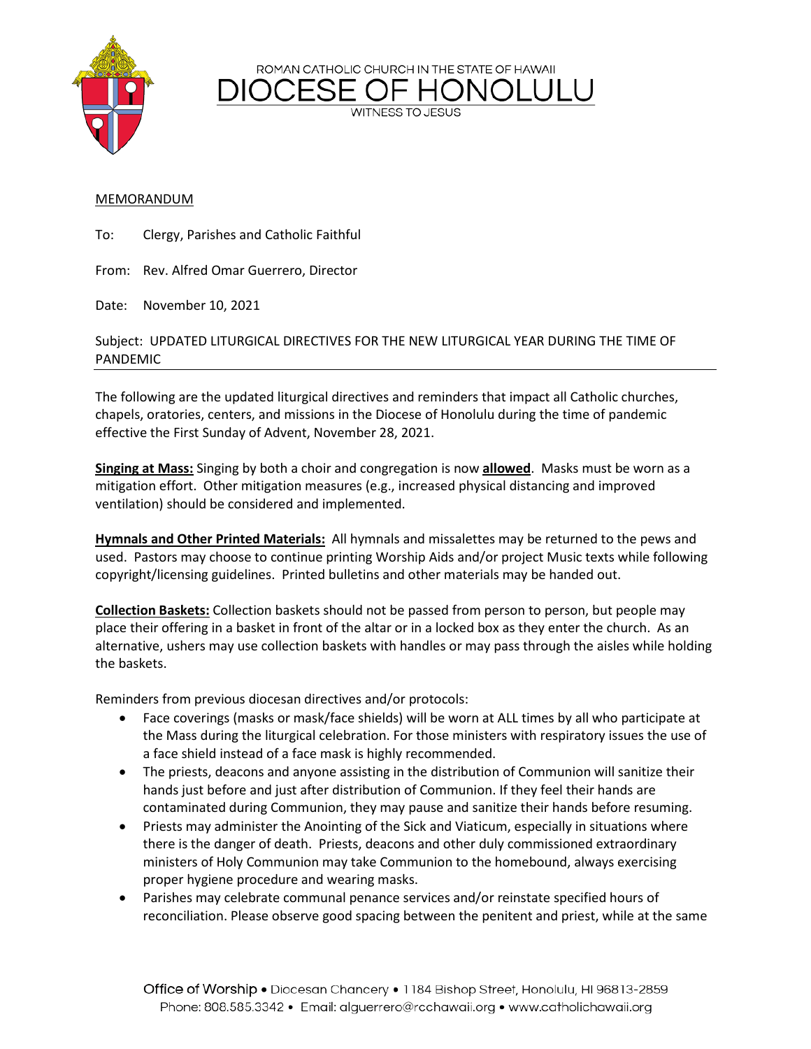ROMAN CATHOLIC CHURCH IN THE STATE OF HAWAII

# DIOCESE OF HONOLULU

WITNESS TO JESUS

MEMORANDUM

To: Clergy, Parishes and Catholic Faithful

From: Rev. Alfred Omar Guerrero, Director

Date: November 10, 2021

Subject: UPDATED LITURGICAL DIRECTIVES FOR THE NEW LITURGICAL YEAR DURING THE TIME OF PANDEMIC

---

The following are the updated liturgical directives and reminders that impact all Catholic churches, chapels, oratories, centers, and missions in the Diocese of Honolulu during the time of pandemic effective the First Sunday of Advent, November 28, 2021.

**Singing at Mass:** Singing by both a choir and congregation is now **allowed**. Masks must be worn as a mitigation effort. Other mitigation measures (e.g., increased physical distancing and improved ventilation) should be considered and implemented.

**Hymnals and Other Printed Materials:** All hymnals and missalettes may be returned to the pews and used. Pastors may choose to continue printing Worship Aids and/or project Music texts while following copyright/licensing guidelines. Printed bulletins and other materials may be handed out.

**Collection Baskets:** Collection baskets should not be passed from person to person, but people may place their offering in a basket in front of the altar or in a locked box as they enter the church. As an alternative, ushers may use collection baskets with handles or may pass through the aisles while holding the baskets.

Reminders from previous diocesan directives and/or protocols:

- Face coverings (masks or mask/face shields) will be worn at ALL times by all who participate at the Mass during the liturgical celebration. For those ministers with respiratory issues the use of a face shield instead of a face mask is highly recommended.
- The priests, deacons and anyone assisting in the distribution of Communion will sanitize their hands just before and just after distribution of Communion. If they feel their hands are contaminated during Communion, they may pause and sanitize their hands before resuming.
- Priests may administer the Anointing of the Sick and Viaticum, especially in situations where there is the danger of death. Priests, deacons and other duly commissioned extraordinary ministers of Holy Communion may take Communion to the homebound, always exercising proper hygiene procedure and wearing masks.
- Parishes may celebrate communal penance services and/or reinstate specified hours of reconciliation. Please observe good spacing between the penitent and priest, while at the same

Office of Worship • Diocesan Chancery • 1184 Bishop Street, Honolulu, HI 96813-2859
Phone: 808.585.3342 • Email: alguerrero@rcchawaii.org • www.catholichawaii.org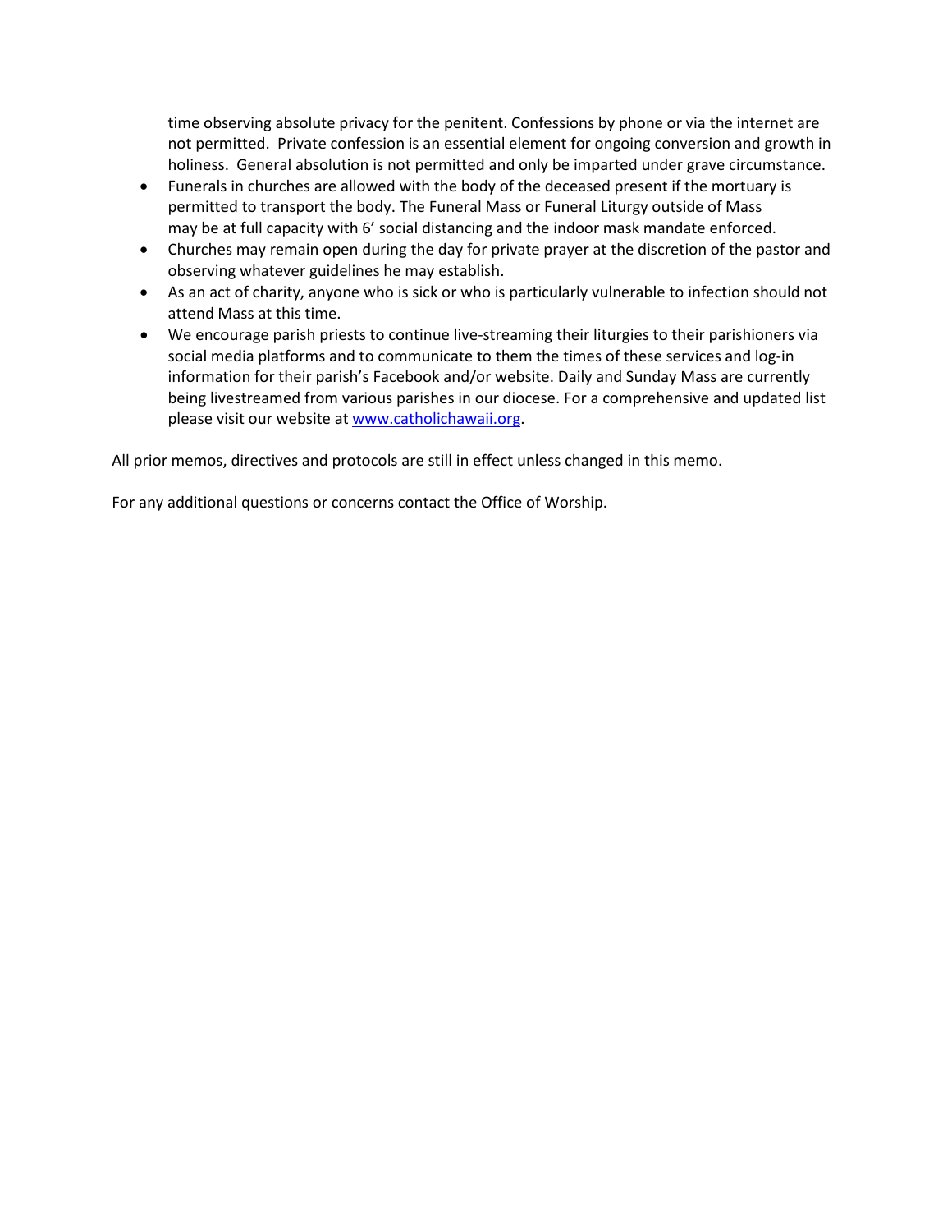time observing absolute privacy for the penitent. Confessions by phone or via the internet are not permitted. Private confession is an essential element for ongoing conversion and growth in holiness. General absolution is not permitted and only be imparted under grave circumstance.

- Funerals in churches are allowed with the body of the deceased present if the mortuary is permitted to transport the body. The Funeral Mass or Funeral Liturgy outside of Mass may be at full capacity with 6' social distancing and the indoor mask mandate enforced.
- Churches may remain open during the day for private prayer at the discretion of the pastor and observing whatever guidelines he may establish.
- As an act of charity, anyone who is sick or who is particularly vulnerable to infection should not attend Mass at this time.
- We encourage parish priests to continue live-streaming their liturgies to their parishioners via social media platforms and to communicate to them the times of these services and log-in information for their parish's Facebook and/or website. Daily and Sunday Mass are currently being livestreamed from various parishes in our diocese. For a comprehensive and updated list please visit our website at [www.catholichawaii.org](www.catholichawaii.org).

All prior memos, directives and protocols are still in effect unless changed in this memo.

For any additional questions or concerns contact the Office of Worship.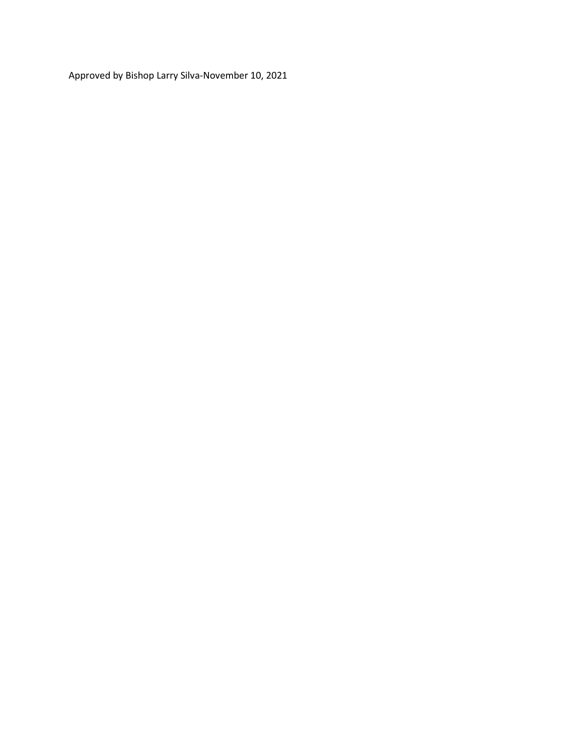Approved by Bishop Larry Silva-November 10, 2021